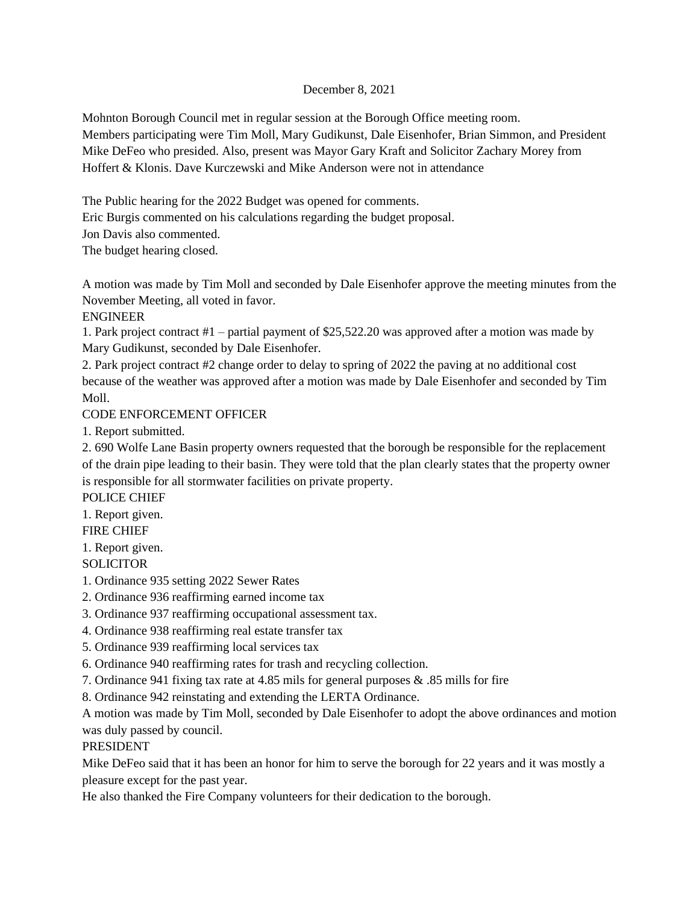December 8, 2021

Mohnton Borough Council met in regular session at the Borough Office meeting room.
Members participating were Tim Moll, Mary Gudikunst, Dale Eisenhofer, Brian Simmon, and President Mike DeFeo who presided. Also, present was Mayor Gary Kraft and Solicitor Zachary Morey from Hoffert & Klonis. Dave Kurczewski and Mike Anderson were not in attendance

The Public hearing for the 2022 Budget was opened for comments.
Eric Burgis commented on his calculations regarding the budget proposal.
Jon Davis also commented.
The budget hearing closed.

A motion was made by Tim Moll and seconded by Dale Eisenhofer approve the meeting minutes from the November Meeting, all voted in favor.

ENGINEER

1. Park project contract #1 – partial payment of $25,522.20 was approved after a motion was made by Mary Gudikunst, seconded by Dale Eisenhofer.
2. Park project contract #2 change order to delay to spring of 2022 the paving at no additional cost because of the weather was approved after a motion was made by Dale Eisenhofer and seconded by Tim Moll.

CODE ENFORCEMENT OFFICER

1. Report submitted.
2. 690 Wolfe Lane Basin property owners requested that the borough be responsible for the replacement of the drain pipe leading to their basin. They were told that the plan clearly states that the property owner is responsible for all stormwater facilities on private property.

POLICE CHIEF

1. Report given.

FIRE CHIEF

1. Report given.

SOLICITOR

1. Ordinance 935 setting 2022 Sewer Rates
2. Ordinance 936 reaffirming earned income tax
3. Ordinance 937 reaffirming occupational assessment tax.
4. Ordinance 938 reaffirming real estate transfer tax
5. Ordinance 939 reaffirming local services tax
6. Ordinance 940 reaffirming rates for trash and recycling collection.
7. Ordinance 941 fixing tax rate at 4.85 mils for general purposes & .85 mills for fire
8. Ordinance 942 reinstating and extending the LERTA Ordinance.

A motion was made by Tim Moll, seconded by Dale Eisenhofer to adopt the above ordinances and motion was duly passed by council.

PRESIDENT

Mike DeFeo said that it has been an honor for him to serve the borough for 22 years and it was mostly a pleasure except for the past year.
He also thanked the Fire Company volunteers for their dedication to the borough.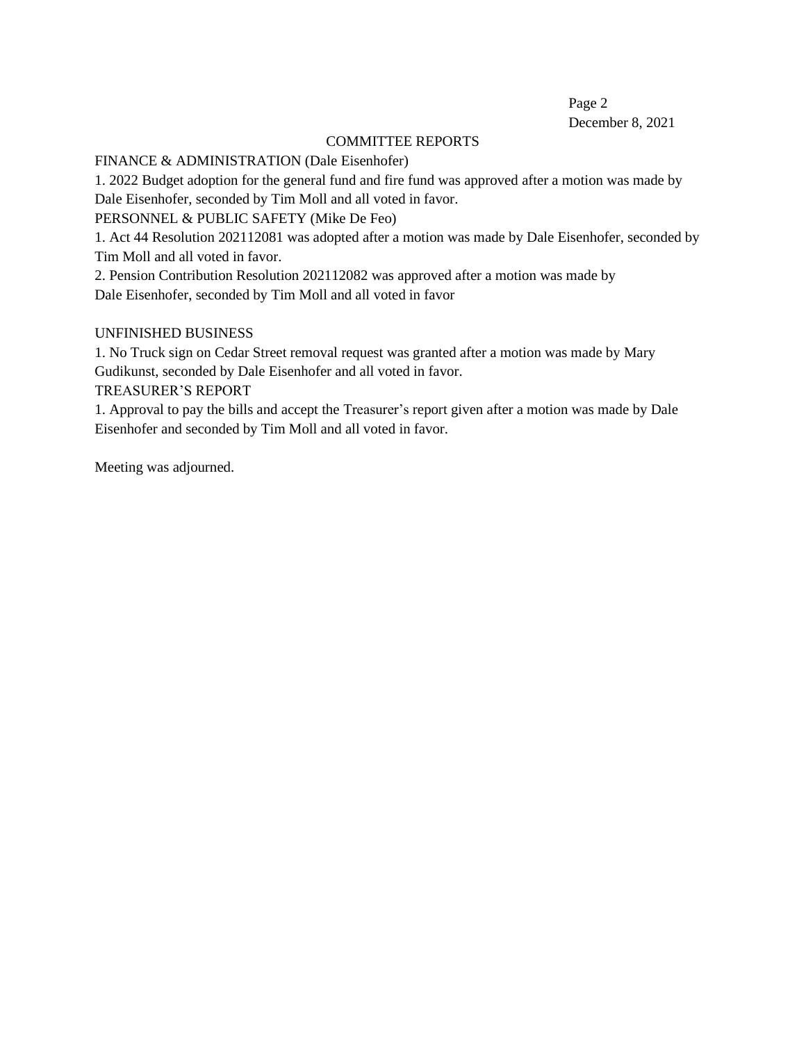## COMMITTEE REPORTS

FINANCE & ADMINISTRATION (Dale Eisenhofer)

1. 2022 Budget adoption for the general fund and fire fund was approved after a motion was made by Dale Eisenhofer, seconded by Tim Moll and all voted in favor.

PERSONNEL & PUBLIC SAFETY (Mike De Feo)

1. Act 44 Resolution 202112081 was adopted after a motion was made by Dale Eisenhofer, seconded by Tim Moll and all voted in favor.
2. Pension Contribution Resolution 202112082 was approved after a motion was made by Dale Eisenhofer, seconded by Tim Moll and all voted in favor

UNFINISHED BUSINESS

1. No Truck sign on Cedar Street removal request was granted after a motion was made by Mary Gudikunst, seconded by Dale Eisenhofer and all voted in favor.

TREASURER'S REPORT

1. Approval to pay the bills and accept the Treasurer's report given after a motion was made by Dale Eisenhofer and seconded by Tim Moll and all voted in favor.

Meeting was adjourned.